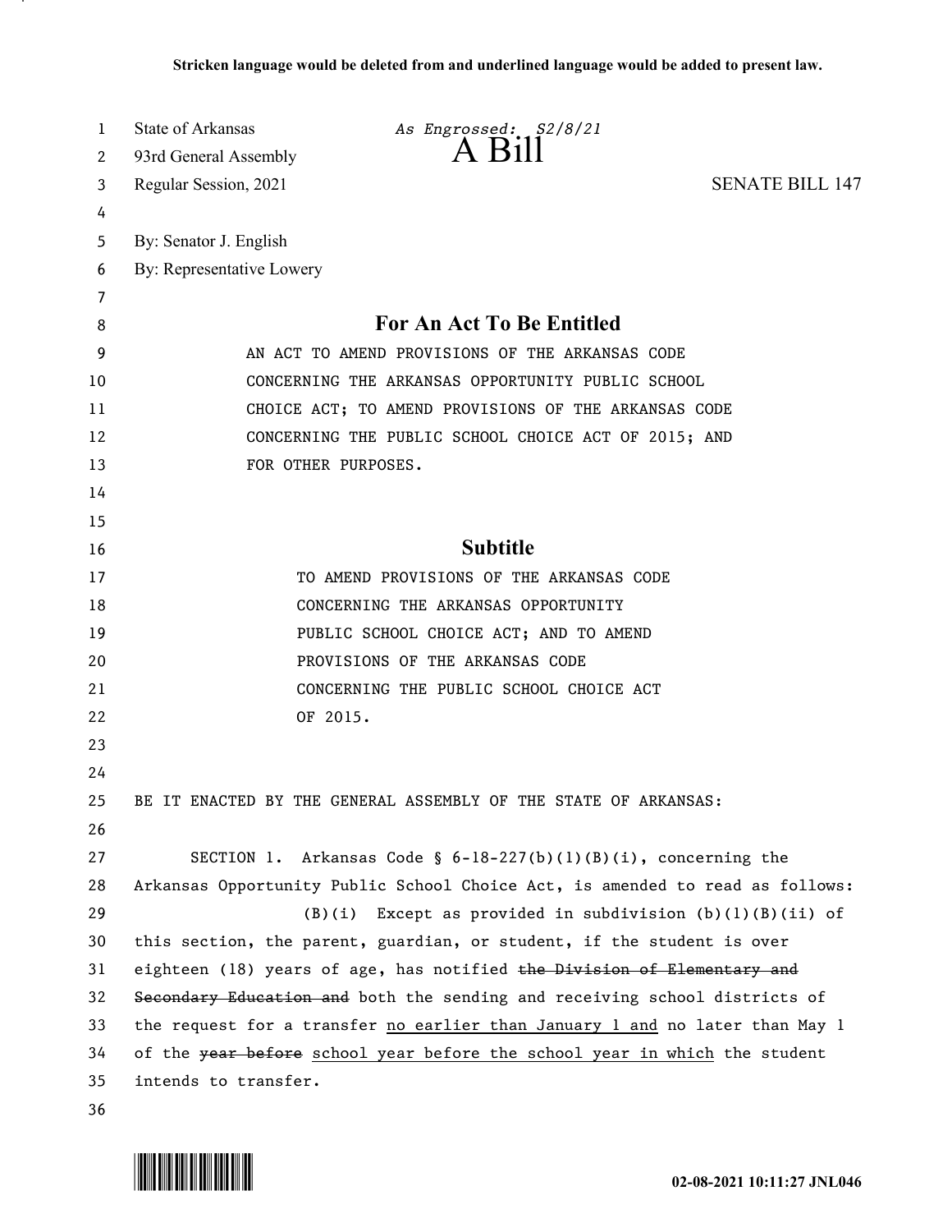Stricken language would be deleted from and underlined language would be added to present law.

State of Arkansas — *As Engrossed: S2/8/21*
93rd General Assembly
# A Bill
Regular Session, 2021 — SENATE BILL 147

By: Senator J. English
By: Representative Lowery

## For An Act To Be Entitled

AN ACT TO AMEND PROVISIONS OF THE ARKANSAS CODE CONCERNING THE ARKANSAS OPPORTUNITY PUBLIC SCHOOL CHOICE ACT; TO AMEND PROVISIONS OF THE ARKANSAS CODE CONCERNING THE PUBLIC SCHOOL CHOICE ACT OF 2015; AND FOR OTHER PURPOSES.

## Subtitle

TO AMEND PROVISIONS OF THE ARKANSAS CODE CONCERNING THE ARKANSAS OPPORTUNITY PUBLIC SCHOOL CHOICE ACT; AND TO AMEND PROVISIONS OF THE ARKANSAS CODE CONCERNING THE PUBLIC SCHOOL CHOICE ACT OF 2015.

BE IT ENACTED BY THE GENERAL ASSEMBLY OF THE STATE OF ARKANSAS:

SECTION 1. Arkansas Code § 6-18-227(b)(1)(B)(i), concerning the Arkansas Opportunity Public School Choice Act, is amended to read as follows:

(B)(i) Except as provided in subdivision (b)(1)(B)(ii) of this section, the parent, guardian, or student, if the student is over eighteen (18) years of age, has notified ~~the Division of Elementary and Secondary Education and~~ both the sending and receiving school districts of the request for a transfer <u>no earlier than January 1 and</u> no later than May 1 of the ~~year before~~ <u>school year before the school year in which</u> the student intends to transfer.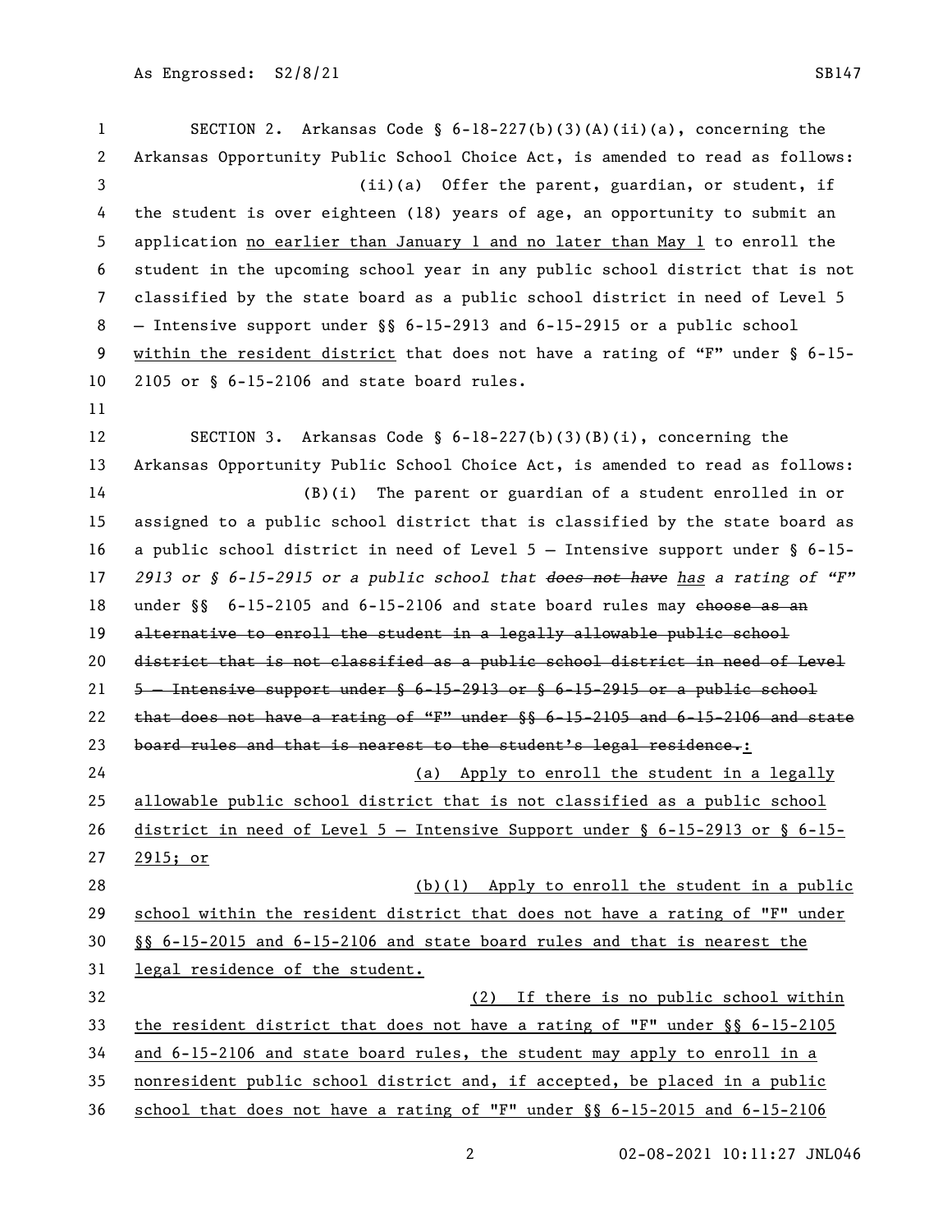SECTION 2. Arkansas Code § 6-18-227(b)(3)(A)(ii)(a), concerning the Arkansas Opportunity Public School Choice Act, is amended to read as follows:

(ii)(a) Offer the parent, guardian, or student, if the student is over eighteen (18) years of age, an opportunity to submit an application <u>no earlier than January 1 and no later than May 1</u> to enroll the student in the upcoming school year in any public school district that is not classified by the state board as a public school district in need of Level 5 – Intensive support under §§ 6-15-2913 and 6-15-2915 or a public school <u>within the resident district</u> that does not have a rating of "F" under § 6-15-2105 or § 6-15-2106 and state board rules.

SECTION 3. Arkansas Code § 6-18-227(b)(3)(B)(i), concerning the Arkansas Opportunity Public School Choice Act, is amended to read as follows:

(B)(i) The parent or guardian of a student enrolled in or assigned to a public school district that is classified by the state board as a public school district in need of Level 5 – Intensive support under § 6-15-*2913 or § 6-15-2915 or a public school that* ~~*does not have*~~ <u>*has*</u> *a rating of "F"* under §§ 6-15-2105 and 6-15-2106 and state board rules may ~~choose as an alternative to enroll the student in a legally allowable public school district that is not classified as a public school district in need of Level 5 – Intensive support under § 6-15-2913 or § 6-15-2915 or a public school that does not have a rating of "F" under §§ 6-15-2105 and 6-15-2106 and state board rules and that is nearest to the student's legal residence.~~<u>:</u>

<u>(a) Apply to enroll the student in a legally allowable public school district that is not classified as a public school district in need of Level 5 – Intensive Support under § 6-15-2913 or § 6-15-2915; or</u>

<u>(b)(1) Apply to enroll the student in a public school within the resident district that does not have a rating of "F" under §§ 6-15-2015 and 6-15-2106 and state board rules and that is nearest the legal residence of the student.</u>

<u>(2) If there is no public school within the resident district that does not have a rating of "F" under §§ 6-15-2105 and 6-15-2106 and state board rules, the student may apply to enroll in a nonresident public school district and, if accepted, be placed in a public school that does not have a rating of "F" under §§ 6-15-2015 and 6-15-2106</u>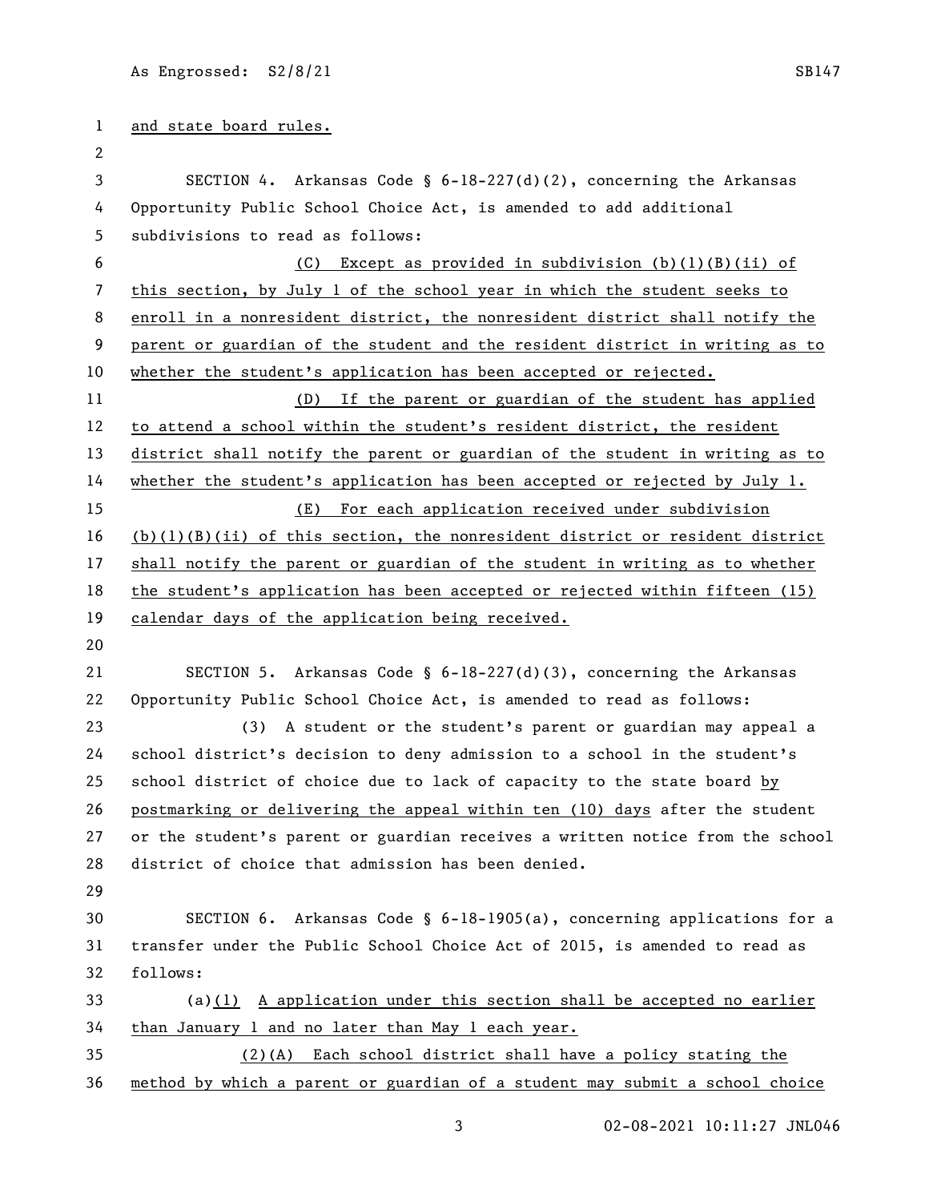and state board rules.

SECTION 4. Arkansas Code § 6-18-227(d)(2), concerning the Arkansas Opportunity Public School Choice Act, is amended to add additional subdivisions to read as follows:

(C) Except as provided in subdivision (b)(1)(B)(ii) of this section, by July 1 of the school year in which the student seeks to enroll in a nonresident district, the nonresident district shall notify the parent or guardian of the student and the resident district in writing as to whether the student's application has been accepted or rejected.

(D) If the parent or guardian of the student has applied to attend a school within the student's resident district, the resident district shall notify the parent or guardian of the student in writing as to whether the student's application has been accepted or rejected by July 1.

(E) For each application received under subdivision (b)(1)(B)(ii) of this section, the nonresident district or resident district shall notify the parent or guardian of the student in writing as to whether the student's application has been accepted or rejected within fifteen (15) calendar days of the application being received.

SECTION 5. Arkansas Code § 6-18-227(d)(3), concerning the Arkansas Opportunity Public School Choice Act, is amended to read as follows:

(3) A student or the student's parent or guardian may appeal a school district's decision to deny admission to a school in the student's school district of choice due to lack of capacity to the state board by postmarking or delivering the appeal within ten (10) days after the student or the student's parent or guardian receives a written notice from the school district of choice that admission has been denied.

SECTION 6. Arkansas Code § 6-18-1905(a), concerning applications for a transfer under the Public School Choice Act of 2015, is amended to read as follows:

(a)(1) A application under this section shall be accepted no earlier than January 1 and no later than May 1 each year.

(2)(A) Each school district shall have a policy stating the method by which a parent or guardian of a student may submit a school choice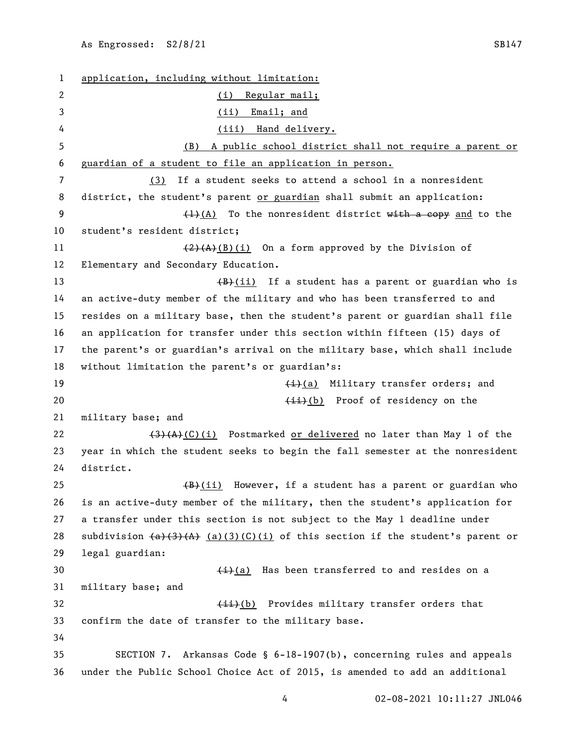application, including without limitation:

(i) Regular mail;

(ii) Email; and

(iii) Hand delivery.

(B) A public school district shall not require a parent or guardian of a student to file an application in person.

(3) If a student seeks to attend a school in a nonresident district, the student's parent or guardian shall submit an application:

~~(1)~~(A) To the nonresident district ~~with a copy~~ and to the student's resident district;

~~(2)(A)~~(B)(i) On a form approved by the Division of Elementary and Secondary Education.

~~(B)~~(ii) If a student has a parent or guardian who is an active-duty member of the military and who has been transferred to and resides on a military base, then the student's parent or guardian shall file an application for transfer under this section within fifteen (15) days of the parent's or guardian's arrival on the military base, which shall include without limitation the parent's or guardian's:

~~(i)~~(a) Military transfer orders; and

~~(ii)~~(b) Proof of residency on the military base; and

~~(3)(A)~~(C)(i) Postmarked or delivered no later than May 1 of the year in which the student seeks to begin the fall semester at the nonresident district.

~~(B)~~(ii) However, if a student has a parent or guardian who is an active-duty member of the military, then the student's application for a transfer under this section is not subject to the May 1 deadline under subdivision ~~(a)(3)(A)~~ (a)(3)(C)(i) of this section if the student's parent or legal guardian:

~~(i)~~(a) Has been transferred to and resides on a military base; and

~~(ii)~~(b) Provides military transfer orders that confirm the date of transfer to the military base.

SECTION 7. Arkansas Code § 6-18-1907(b), concerning rules and appeals under the Public School Choice Act of 2015, is amended to add an additional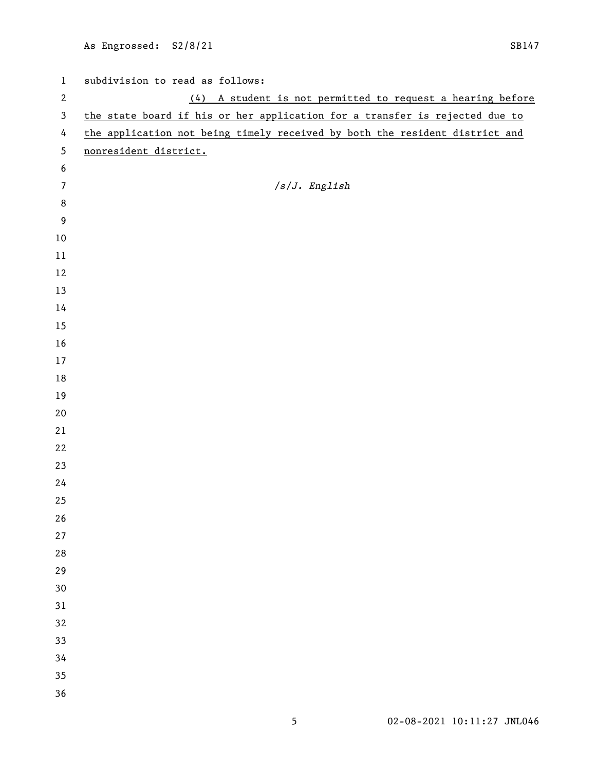subdivision to read as follows:

(4) A student is not permitted to request a hearing before the state board if his or her application for a transfer is rejected due to the application not being timely received by both the resident district and nonresident district.

*/s/J. English*